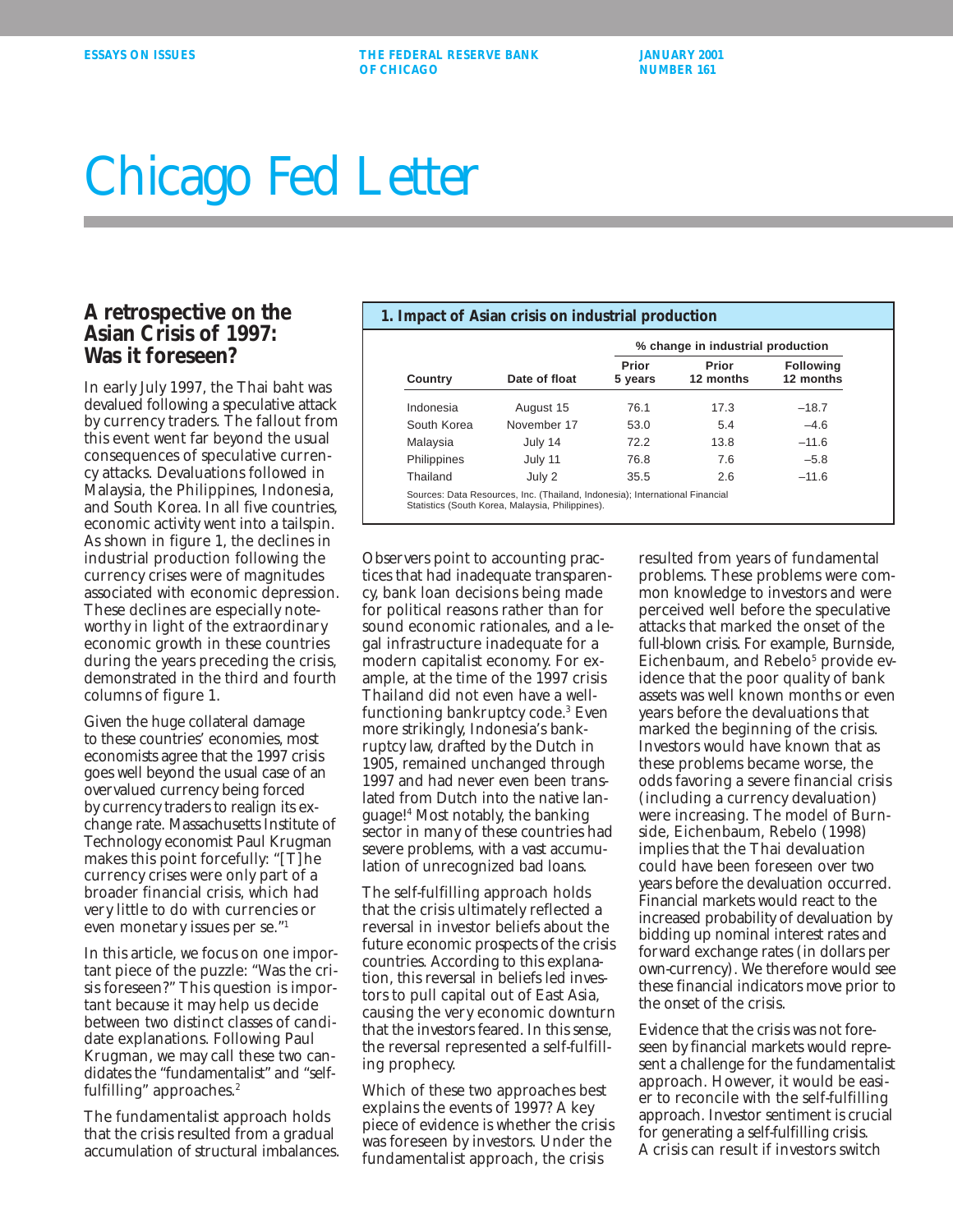# Chicago Fed Letter

## A retrospective on the Asian Crisis of 1997: Was it foreseen?

In early July 1997, the Thai baht was devalued following a speculative attack by currency traders. The fallout from this event went far beyond the usual consequences of speculative currency attacks. Devaluations followed in Malaysia, the Philippines, Indonesia, and South Korea. In all five countries, economic activity went into a tailspin. As shown in figure 1, the declines in industrial production following the currency crises were of magnitudes associated with economic depression. These declines are especially noteworthy in light of the extraordinary economic growth in these countries during the years preceding the crisis, demonstrated in the third and fourth columns of figure 1.

**1. Impact of Asian crisis on industrial production**

| Country | Date of float | % change in industrial production | | |
|---|---|---|---|---|
| | | Prior 5 years | Prior 12 months | Following 12 months |
| Indonesia | August 15 | 76.1 | 17.3 | –18.7 |
| South Korea | November 17 | 53.0 | 5.4 | –4.6 |
| Malaysia | July 14 | 72.2 | 13.8 | –11.6 |
| Philippines | July 11 | 76.8 | 7.6 | –5.8 |
| Thailand | July 2 | 35.5 | 2.6 | –11.6 |

Sources: Data Resources, Inc. (Thailand, Indonesia); International Financial Statistics (South Korea, Malaysia, Philippines).

Given the huge collateral damage to these countries' economies, most economists agree that the 1997 crisis goes well beyond the usual case of an overvalued currency being forced by currency traders to realign its exchange rate. Massachusetts Institute of Technology economist Paul Krugman makes this point forcefully: "[T]he currency crises were only part of a broader financial crisis, which had very little to do with currencies or even monetary issues per se."[1]

In this article, we focus on one important piece of the puzzle: "Was the crisis foreseen?" This question is important because it may help us decide between two distinct classes of candidate explanations. Following Paul Krugman, we may call these two candidates the "fundamentalist" and "self-fulfilling" approaches.[2]

The fundamentalist approach holds that the crisis resulted from a gradual accumulation of structural imbalances. Observers point to accounting practices that had inadequate transparency, bank loan decisions being made for political reasons rather than for sound economic rationales, and a legal infrastructure inadequate for a modern capitalist economy. For example, at the time of the 1997 crisis Thailand did not even have a well-functioning bankruptcy code.[3] Even more strikingly, Indonesia's bankruptcy law, drafted by the Dutch in 1905, remained unchanged through 1997 and had never even been translated from Dutch into the native language![4] Most notably, the banking sector in many of these countries had severe problems, with a vast accumulation of unrecognized bad loans.

The self-fulfilling approach holds that the crisis ultimately reflected a reversal in investor beliefs about the future economic prospects of the crisis countries. According to this explanation, this reversal in beliefs led investors to pull capital out of East Asia, causing the very economic downturn that the investors feared. In this sense, the reversal represented a self-fulfilling prophecy.

Which of these two approaches best explains the events of 1997? A key piece of evidence is whether the crisis was foreseen by investors. Under the fundamentalist approach, the crisis resulted from years of fundamental problems. These problems were common knowledge to investors and were perceived well before the speculative attacks that marked the onset of the full-blown crisis. For example, Burnside, Eichenbaum, and Rebelo[5] provide evidence that the poor quality of bank assets was well known months or even years before the devaluations that marked the beginning of the crisis. Investors would have known that as these problems became worse, the odds favoring a severe financial crisis (including a currency devaluation) were increasing. The model of Burnside, Eichenbaum, Rebelo (1998) implies that the Thai devaluation could have been foreseen over two years before the devaluation occurred. Financial markets would react to the increased probability of devaluation by bidding up nominal interest rates and forward exchange rates (in dollars per own-currency). We therefore would see these financial indicators move prior to the onset of the crisis.

Evidence that the crisis was not foreseen by financial markets would represent a challenge for the fundamentalist approach. However, it would be easier to reconcile with the self-fulfilling approach. Investor sentiment is crucial for generating a self-fulfilling crisis. A crisis can result if investors switch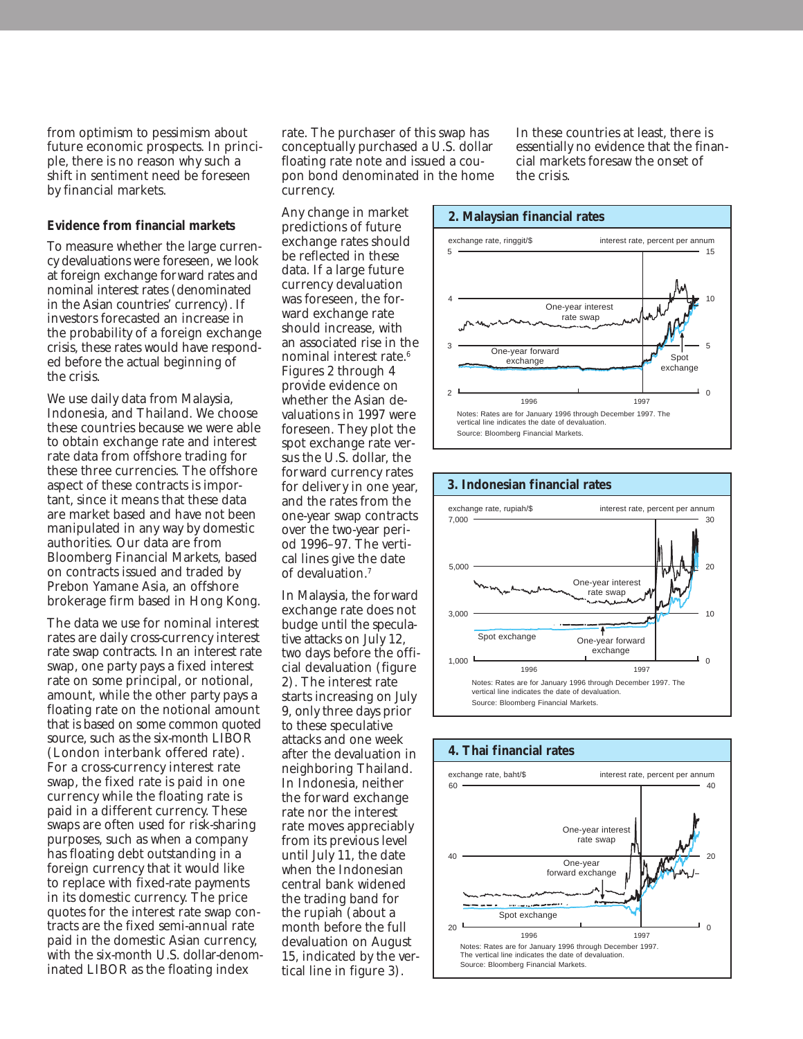from optimism to pessimism about future economic prospects. In principle, there is no reason why such a shift in sentiment need be foreseen by financial markets.

**Evidence from financial markets**

To measure whether the large currency devaluations were foreseen, we look at foreign exchange forward rates and nominal interest rates (denominated in the Asian countries' currency). If investors forecasted an increase in the probability of a foreign exchange crisis, these rates would have responded before the actual beginning of the crisis.

We use daily data from Malaysia, Indonesia, and Thailand. We choose these countries because we were able to obtain exchange rate and interest rate data from offshore trading for these three currencies. The offshore aspect of these contracts is important, since it means that these data are market based and have not been manipulated in any way by domestic authorities. Our data are from Bloomberg Financial Markets, based on contracts issued and traded by Prebon Yamane Asia, an offshore brokerage firm based in Hong Kong.

The data we use for nominal interest rates are daily cross-currency interest rate swap contracts. In an interest rate swap, one party pays a fixed interest rate on some principal, or notional, amount, while the other party pays a floating rate on the notional amount that is based on some common quoted source, such as the six-month LIBOR (London interbank offered rate). For a cross-currency interest rate swap, the fixed rate is paid in one currency while the floating rate is paid in a different currency. These swaps are often used for risk-sharing purposes, such as when a company has floating debt outstanding in a foreign currency that it would like to replace with fixed-rate payments in its domestic currency. The price quotes for the interest rate swap contracts are the fixed semi-annual rate paid in the domestic Asian currency, with the six-month U.S. dollar-denominated LIBOR as the floating index rate. The purchaser of this swap has conceptually purchased a U.S. dollar floating rate note and issued a coupon bond denominated in the home currency.

Any change in market predictions of future exchange rates should be reflected in these data. If a large future currency devaluation was foreseen, the forward exchange rate should increase, with an associated rise in the nominal interest rate.[6] Figures 2 through 4 provide evidence on whether the Asian devaluations in 1997 were foreseen. They plot the spot exchange rate versus the U.S. dollar, the forward currency rates for delivery in one year, and the rates from the one-year swap contracts over the two-year period 1996–97. The vertical lines give the date of devaluation.[7]

In Malaysia, the forward exchange rate does not budge until the speculative attacks on July 12, two days before the official devaluation (figure 2). The interest rate starts increasing on July 9, only three days prior to these speculative attacks and one week after the devaluation in neighboring Thailand. In Indonesia, neither the forward exchange rate nor the interest rate moves appreciably from its previous level until July 11, the date when the Indonesian central bank widened the trading band for the rupiah (about a month before the full devaluation on August 15, indicated by the vertical line in figure 3). In these countries at least, there is essentially no evidence that the financial markets foresaw the onset of the crisis.

**2. Malaysian financial rates**

Notes: Rates are for January 1996 through December 1997. The vertical line indicates the date of devaluation.
Source: Bloomberg Financial Markets.

**3. Indonesian financial rates**

Notes: Rates are for January 1996 through December 1997. The vertical line indicates the date of devaluation.
Source: Bloomberg Financial Markets.

**4. Thai financial rates**

Notes: Rates are for January 1996 through December 1997. The vertical line indicates the date of devaluation.
Source: Bloomberg Financial Markets.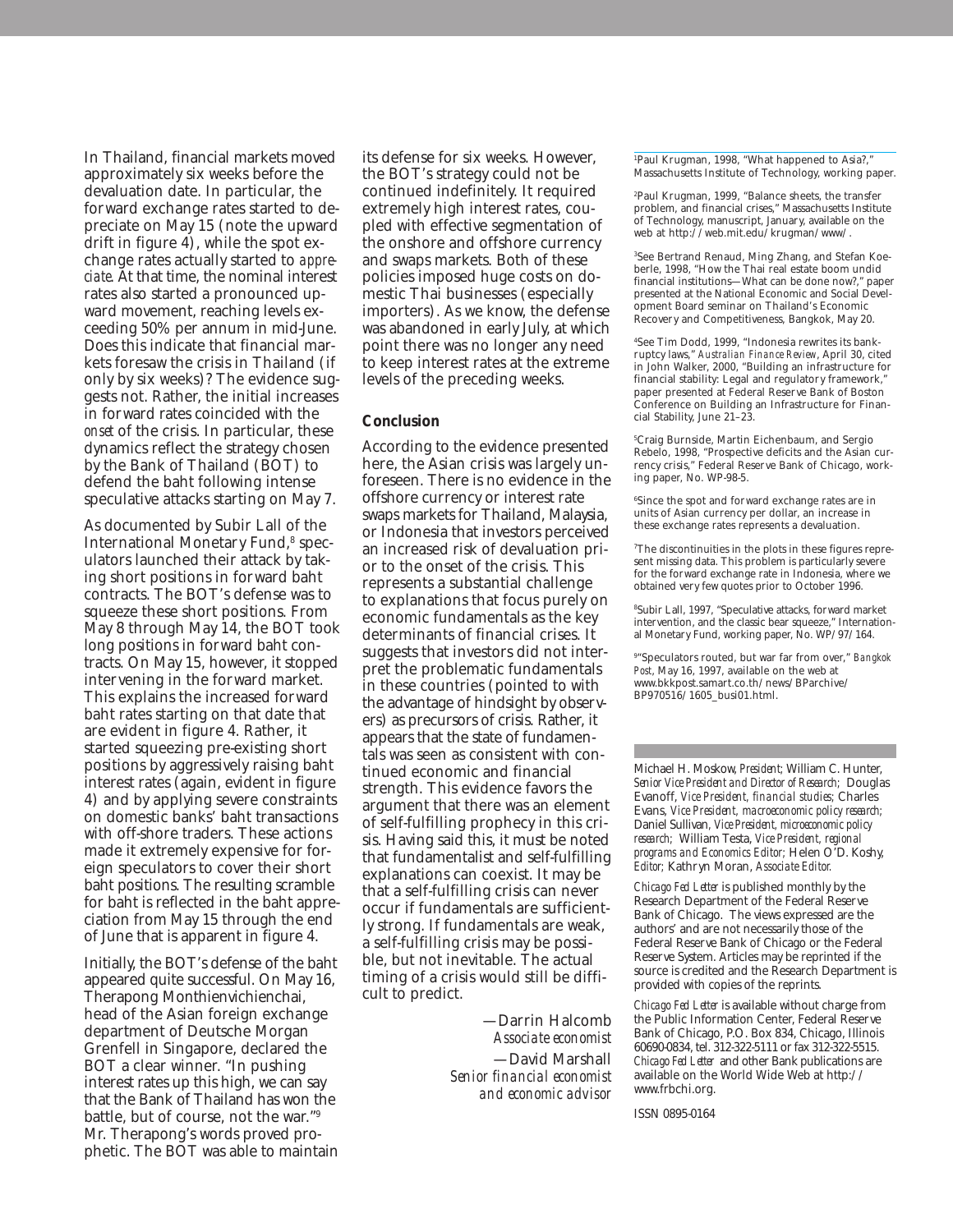In Thailand, financial markets moved approximately six weeks before the devaluation date. In particular, the forward exchange rates started to depreciate on May 15 (note the upward drift in figure 4), while the spot exchange rates actually started to *appreciate*. At that time, the nominal interest rates also started a pronounced upward movement, reaching levels exceeding 50% per annum in mid-June. Does this indicate that financial markets foresaw the crisis in Thailand (if only by six weeks)? The evidence suggests not. Rather, the initial increases in forward rates coincided with the *onset* of the crisis. In particular, these dynamics reflect the strategy chosen by the Bank of Thailand (BOT) to defend the baht following intense speculative attacks starting on May 7.

As documented by Subir Lall of the International Monetary Fund,[8] speculators launched their attack by taking short positions in forward baht contracts. The BOT's defense was to squeeze these short positions. From May 8 through May 14, the BOT took long positions in forward baht contracts. On May 15, however, it stopped intervening in the forward market. This explains the increased forward baht rates starting on that date that are evident in figure 4. Rather, it started squeezing pre-existing short positions by aggressively raising baht interest rates (again, evident in figure 4) and by applying severe constraints on domestic banks' baht transactions with off-shore traders. These actions made it extremely expensive for foreign speculators to cover their short baht positions. The resulting scramble for baht is reflected in the baht appreciation from May 15 through the end of June that is apparent in figure 4.

Initially, the BOT's defense of the baht appeared quite successful. On May 16, Therapong Monthienvichienchai, head of the Asian foreign exchange department of Deutsche Morgan Grenfell in Singapore, declared the BOT a clear winner. "In pushing interest rates up this high, we can say that the Bank of Thailand has won the battle, but of course, not the war."[9] Mr. Therapong's words proved prophetic. The BOT was able to maintain its defense for six weeks. However, the BOT's strategy could not be continued indefinitely. It required extremely high interest rates, coupled with effective segmentation of the onshore and offshore currency and swaps markets. Both of these policies imposed huge costs on domestic Thai businesses (especially importers). As we know, the defense was abandoned in early July, at which point there was no longer any need to keep interest rates at the extreme levels of the preceding weeks.

## Conclusion

According to the evidence presented here, the Asian crisis was largely unforeseen. There is no evidence in the offshore currency or interest rate swaps markets for Thailand, Malaysia, or Indonesia that investors perceived an increased risk of devaluation prior to the onset of the crisis. This represents a substantial challenge to explanations that focus purely on economic fundamentals as the key determinants of financial crises. It suggests that investors did not interpret the problematic fundamentals in these countries (pointed to with the advantage of hindsight by observers) as precursors of crisis. Rather, it appears that the state of fundamentals was seen as consistent with continued economic and financial strength. This evidence favors the argument that there was an element of self-fulfilling prophecy in this crisis. Having said this, it must be noted that fundamentalist and self-fulfilling explanations can coexist. It may be that a self-fulfilling crisis can never occur if fundamentals are sufficiently strong. If fundamentals are weak, a self-fulfilling crisis may be possible, but not inevitable. The actual timing of a crisis would still be difficult to predict.

—Darrin Halcomb
*Associate economist*

—David Marshall
*Senior financial economist and economic advisor*

---

[1]Paul Krugman, 1998, "What happened to Asia?," Massachusetts Institute of Technology, working paper.

[2]Paul Krugman, 1999, "Balance sheets, the transfer problem, and financial crises," Massachusetts Institute of Technology, manuscript, January, available on the web at http://web.mit.edu/krugman/www/.

[3]See Bertrand Renaud, Ming Zhang, and Stefan Koeberle, 1998, "How the Thai real estate boom undid financial institutions—What can be done now?," paper presented at the National Economic and Social Development Board seminar on Thailand's Economic Recovery and Competitiveness, Bangkok, May 20.

[4]See Tim Dodd, 1999, "Indonesia rewrites its bankruptcy laws," *Australian Finance Review*, April 30, cited in John Walker, 2000, "Building an infrastructure for financial stability: Legal and regulatory framework," paper presented at Federal Reserve Bank of Boston Conference on Building an Infrastructure for Financial Stability, June 21–23.

[5]Craig Burnside, Martin Eichenbaum, and Sergio Rebelo, 1998, "Prospective deficits and the Asian currency crisis," Federal Reserve Bank of Chicago, working paper, No. WP-98-5.

[6]Since the spot and forward exchange rates are in units of Asian currency per dollar, an increase in these exchange rates represents a devaluation.

[7]The discontinuities in the plots in these figures represent missing data. This problem is particularly severe for the forward exchange rate in Indonesia, where we obtained very few quotes prior to October 1996.

[8]Subir Lall, 1997, "Speculative attacks, forward market intervention, and the classic bear squeeze," International Monetary Fund, working paper, No. WP/97/164.

[9]"Speculators routed, but war far from over," *Bangkok Post*, May 16, 1997, available on the web at www.bkkpost.samart.co.th/news/BParchive/BP970516/1605_busi01.html.

---

Michael H. Moskow, *President*; William C. Hunter, *Senior Vice President and Director of Research*; Douglas Evanoff, *Vice President, financial studies*; Charles Evans, *Vice President, macroeconomic policy research*; Daniel Sullivan, *Vice President, microeconomic policy research*; William Testa, *Vice President, regional programs and Economics Editor*; Helen O'D. Koshy, *Editor*; Kathryn Moran, *Associate Editor*.

*Chicago Fed Letter* is published monthly by the Research Department of the Federal Reserve Bank of Chicago. The views expressed are the authors' and are not necessarily those of the Federal Reserve Bank of Chicago or the Federal Reserve System. Articles may be reprinted if the source is credited and the Research Department is provided with copies of the reprints.

*Chicago Fed Letter* is available without charge from the Public Information Center, Federal Reserve Bank of Chicago, P.O. Box 834, Chicago, Illinois 60690-0834, tel. 312-322-5111 or fax 312-322-5515. *Chicago Fed Letter* and other Bank publications are available on the World Wide Web at http://www.frbchi.org.

ISSN 0895-0164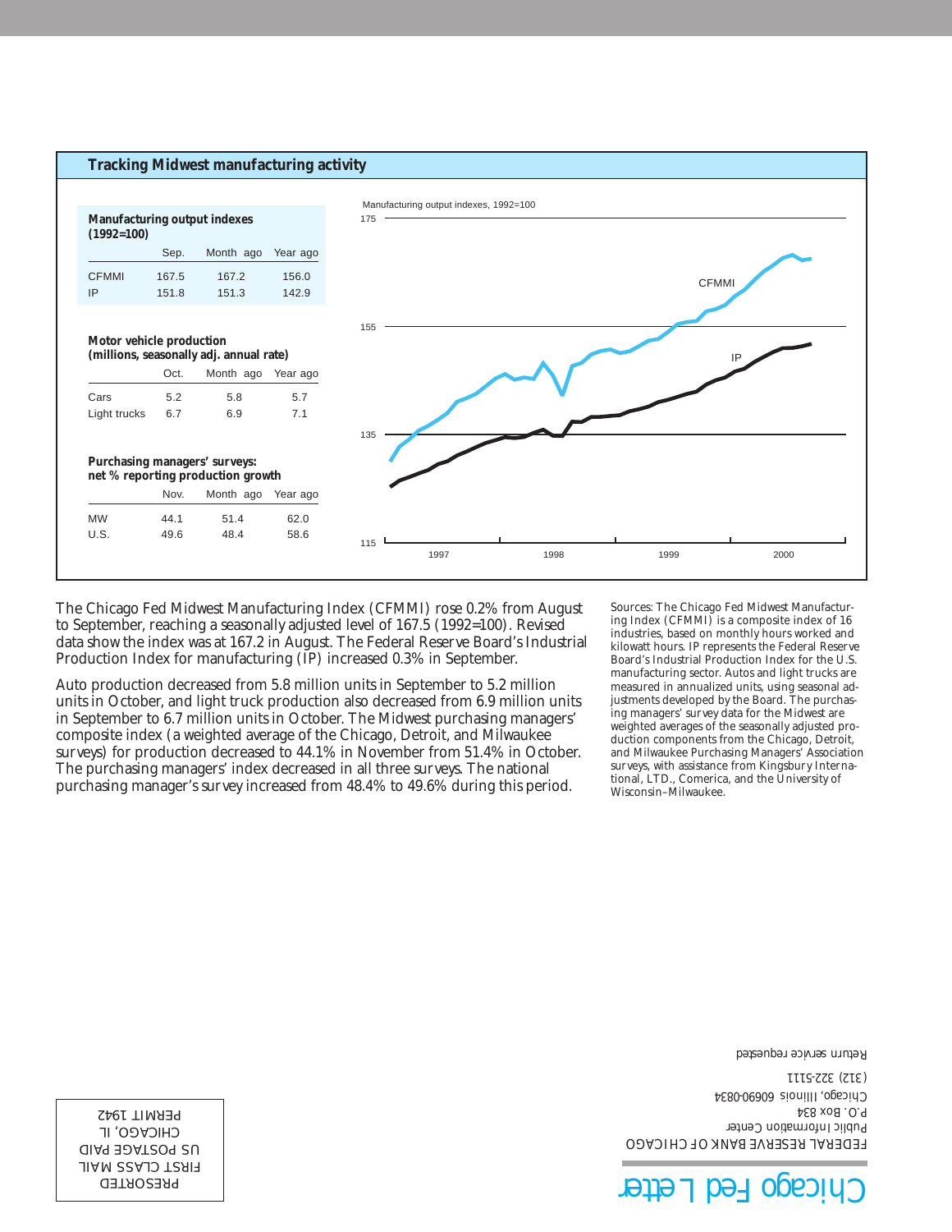## Tracking Midwest manufacturing activity

**Manufacturing output indexes (1992=100)**

| | Sep. | Month ago | Year ago |
|---|---|---|---|
| CFMMI | 167.5 | 167.2 | 156.0 |
| IP | 151.8 | 151.3 | 142.9 |

**Motor vehicle production (millions, seasonally adj. annual rate)**

| | Oct. | Month ago | Year ago |
|---|---|---|---|
| Cars | 5.2 | 5.8 | 5.7 |
| Light trucks | 6.7 | 6.9 | 7.1 |

**Purchasing managers' surveys: net % reporting production growth**

| | Nov. | Month ago | Year ago |
|---|---|---|---|
| MW | 44.1 | 51.4 | 62.0 |
| U.S. | 49.6 | 48.4 | 58.6 |

Manufacturing output indexes, 1992=100

175

155

135

115

CFMMI

IP

1997

1998

1999

2000

The Chicago Fed Midwest Manufacturing Index (CFMMI) rose 0.2% from August to September, reaching a seasonally adjusted level of 167.5 (1992=100). Revised data show the index was at 167.2 in August. The Federal Reserve Board's Industrial Production Index for manufacturing (IP) increased 0.3% in September.

Auto production decreased from 5.8 million units in September to 5.2 million units in October, and light truck production also decreased from 6.9 million units in September to 6.7 million units in October. The Midwest purchasing managers' composite index (a weighted average of the Chicago, Detroit, and Milwaukee surveys) for production decreased to 44.1% in November from 51.4% in October. The purchasing managers' index decreased in all three surveys. The national purchasing manager's survey increased from 48.4% to 49.6% during this period.

Sources: The Chicago Fed Midwest Manufacturing Index (CFMMI) is a composite index of 16 industries, based on monthly hours worked and kilowatt hours. IP represents the Federal Reserve Board's Industrial Production Index for the U.S. manufacturing sector. Autos and light trucks are measured in annualized units, using seasonal adjustments developed by the Board. The purchasing managers' survey data for the Midwest are weighted averages of the seasonally adjusted production components from the Chicago, Detroit, and Milwaukee Purchasing Managers' Association surveys, with assistance from Kingsbury International, LTD., Comerica, and the University of Wisconsin–Milwaukee.

Chicago Fed Letter

FEDERAL RESERVE BANK OF CHICAGO
Public Information Center
P.O. Box 834
Chicago, Illinois 60690-0834
(312) 322-5111

Return service requested

PRESORTED
FIRST CLASS MAIL
US POSTAGE PAID
CHICAGO, IL
PERMIT 1942